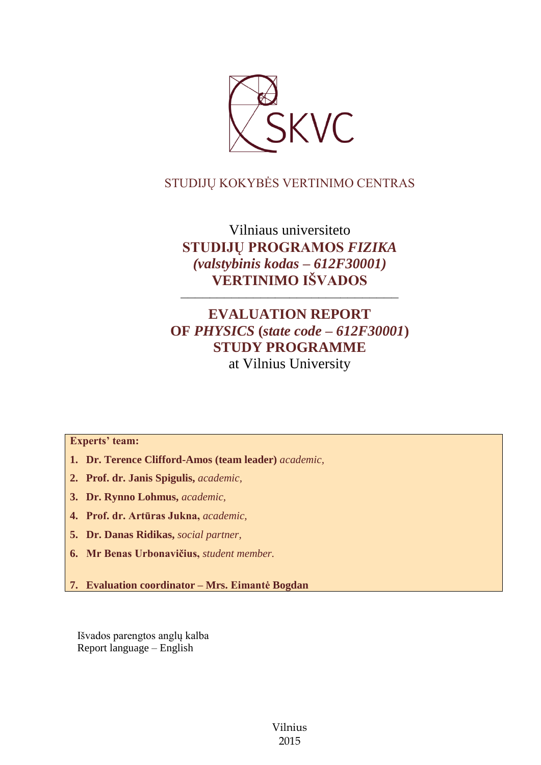SKVC

STUDIJŲ KOKYBĖS VERTINIMO CENTRAS

Vilniaus universiteto

**STUDIJŲ PROGRAMOS *FIZIKA* *(valstybinis kodas – 612F30001)* VERTINIMO IŠVADOS**

---

**EVALUATION REPORT OF *PHYSICS* (*state code – 612F30001*) STUDY PROGRAMME**

at Vilnius University

**Experts' team:**

1. **Dr. Terence Clifford-Amos (team leader)** *academic,*
2. **Prof. dr. Janis Spigulis,** *academic,*
3. **Dr. Rynno Lohmus,** *academic,*
4. **Prof. dr. Artūras Jukna,** *academic,*
5. **Dr. Danas Ridikas,** *social partner,*
6. **Mr Benas Urbonavičius,** *student member.*
7. **Evaluation coordinator – Mrs. Eimantė Bogdan**

Išvados parengtos anglų kalba

Report language – English

Vilnius

2015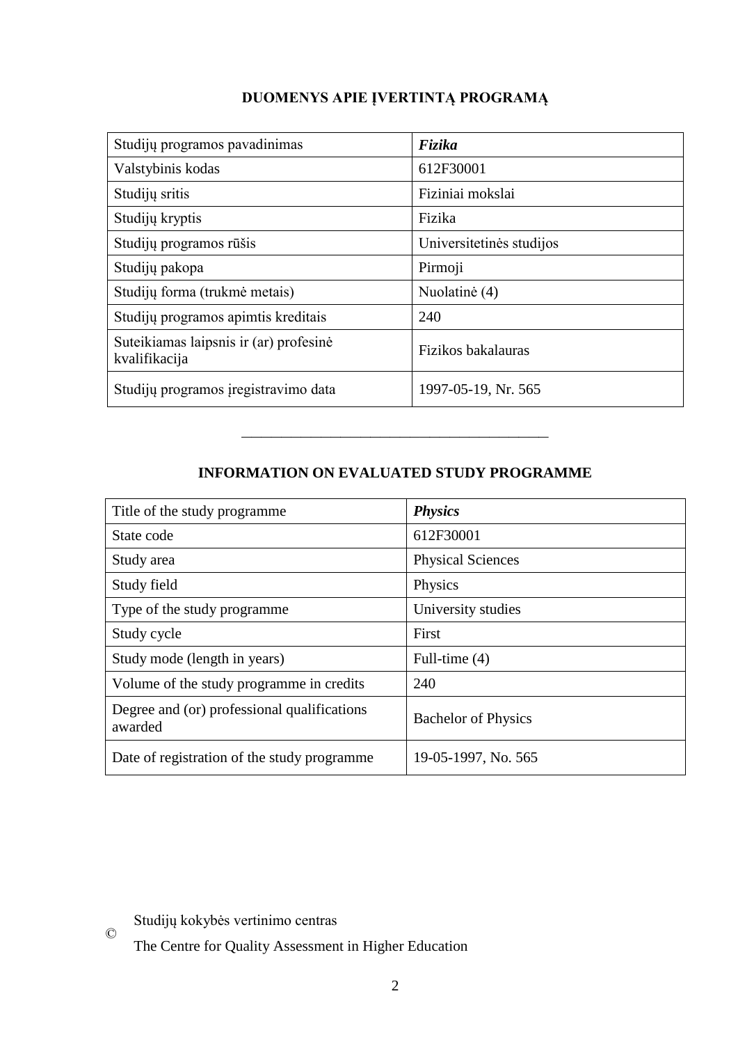## DUOMENYS APIE ĮVERTINTĄ PROGRAMĄ

| Studijų programos pavadinimas | ***Fizika*** |
|---|---|
| Valstybinis kodas | 612F30001 |
| Studijų sritis | Fiziniai mokslai |
| Studijų kryptis | Fizika |
| Studijų programos rūšis | Universitetinės studijos |
| Studijų pakopa | Pirmoji |
| Studijų forma (trukmė metais) | Nuolatinė (4) |
| Studijų programos apimtis kreditais | 240 |
| Suteikiamas laipsnis ir (ar) profesinė kvalifikacija | Fizikos bakalauras |
| Studijų programos įregistravimo data | 1997-05-19, Nr. 565 |

---

## INFORMATION ON EVALUATED STUDY PROGRAMME

| Title of the study programme | ***Physics*** |
|---|---|
| State code | 612F30001 |
| Study area | Physical Sciences |
| Study field | Physics |
| Type of the study programme | University studies |
| Study cycle | First |
| Study mode (length in years) | Full-time (4) |
| Volume of the study programme in credits | 240 |
| Degree and (or) professional qualifications awarded | Bachelor of Physics |
| Date of registration of the study programme | 19-05-1997, No. 565 |

© Studijų kokybės vertinimo centras
The Centre for Quality Assessment in Higher Education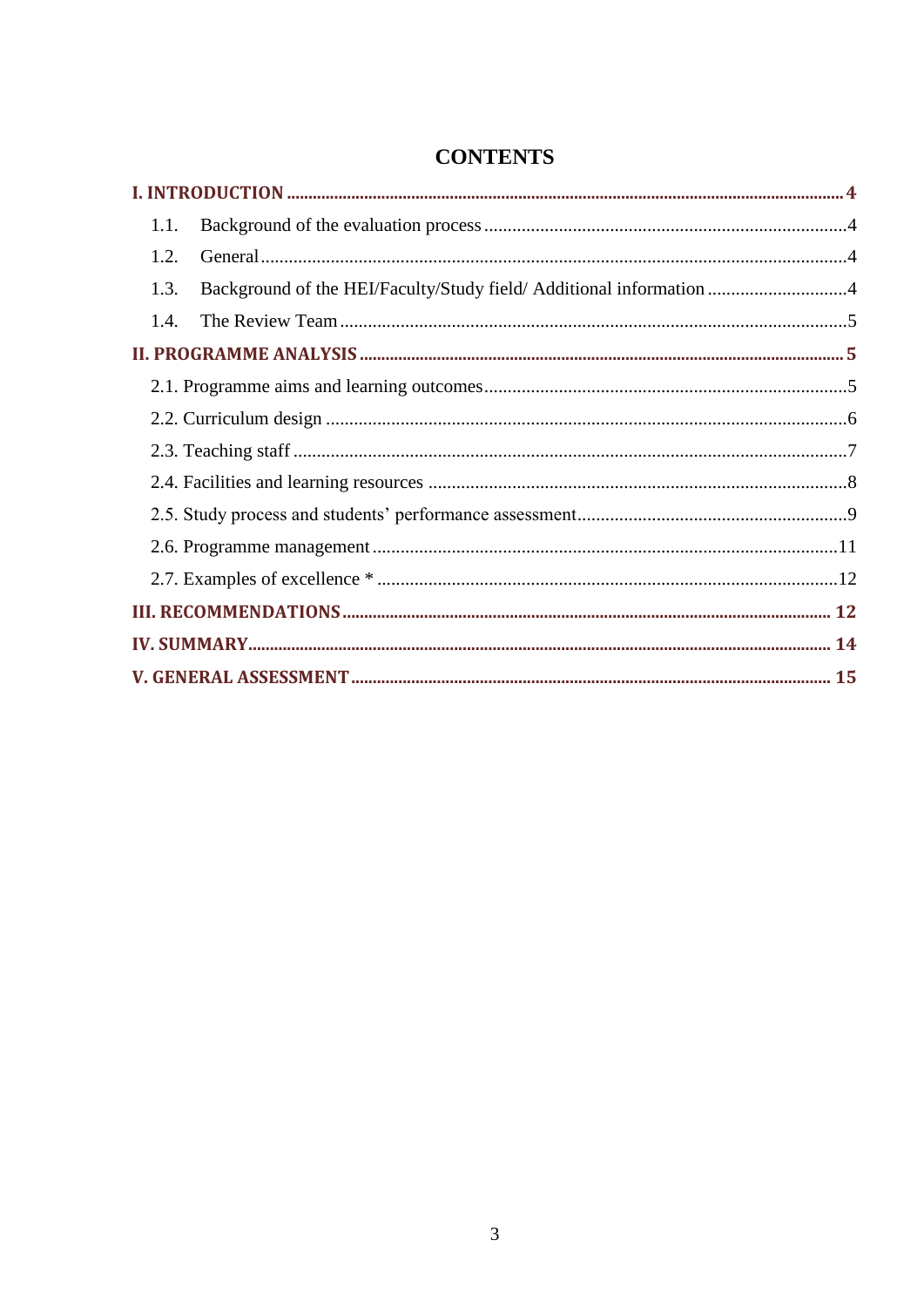# CONTENTS

**I. INTRODUCTION** ........ **4**

- 1.1. Background of the evaluation process ........ 4
- 1.2. General ........ 4
- 1.3. Background of the HEI/Faculty/Study field/ Additional information ........ 4
- 1.4. The Review Team ........ 5

**II. PROGRAMME ANALYSIS** ........ **5**

- 2.1. Programme aims and learning outcomes ........ 5
- 2.2. Curriculum design ........ 6
- 2.3. Teaching staff ........ 7
- 2.4. Facilities and learning resources ........ 8
- 2.5. Study process and students' performance assessment ........ 9
- 2.6. Programme management ........ 11
- 2.7. Examples of excellence * ........ 12

**III. RECOMMENDATIONS** ........ **12**

**IV. SUMMARY** ........ **14**

**V. GENERAL ASSESSMENT** ........ **15**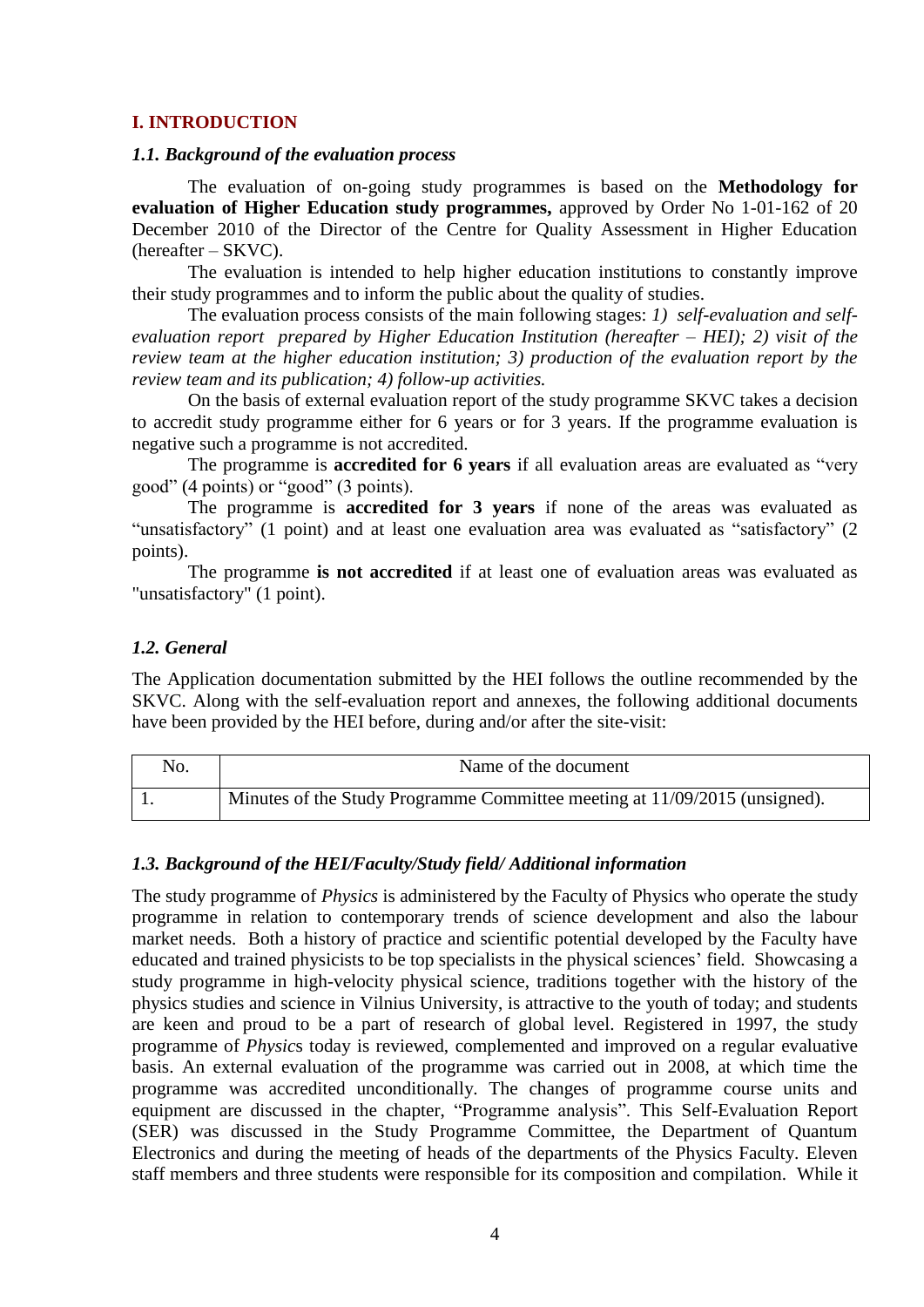## I. INTRODUCTION

### *1.1. Background of the evaluation process*

The evaluation of on-going study programmes is based on the **Methodology for evaluation of Higher Education study programmes,** approved by Order No 1-01-162 of 20 December 2010 of the Director of the Centre for Quality Assessment in Higher Education (hereafter – SKVC).

The evaluation is intended to help higher education institutions to constantly improve their study programmes and to inform the public about the quality of studies.

The evaluation process consists of the main following stages: *1) self-evaluation and self-evaluation report prepared by Higher Education Institution (hereafter – HEI); 2) visit of the review team at the higher education institution; 3) production of the evaluation report by the review team and its publication; 4) follow-up activities.*

On the basis of external evaluation report of the study programme SKVC takes a decision to accredit study programme either for 6 years or for 3 years. If the programme evaluation is negative such a programme is not accredited.

The programme is **accredited for 6 years** if all evaluation areas are evaluated as "very good" (4 points) or "good" (3 points).

The programme is **accredited for 3 years** if none of the areas was evaluated as "unsatisfactory" (1 point) and at least one evaluation area was evaluated as "satisfactory" (2 points).

The programme **is not accredited** if at least one of evaluation areas was evaluated as "unsatisfactory" (1 point).

### *1.2. General*

The Application documentation submitted by the HEI follows the outline recommended by the SKVC. Along with the self-evaluation report and annexes, the following additional documents have been provided by the HEI before, during and/or after the site-visit:

| No. | Name of the document |
|---|---|
| 1. | Minutes of the Study Programme Committee meeting at 11/09/2015 (unsigned). |

### *1.3. Background of the HEI/Faculty/Study field/ Additional information*

The study programme of *Physics* is administered by the Faculty of Physics who operate the study programme in relation to contemporary trends of science development and also the labour market needs. Both a history of practice and scientific potential developed by the Faculty have educated and trained physicists to be top specialists in the physical sciences' field. Showcasing a study programme in high-velocity physical science, traditions together with the history of the physics studies and science in Vilnius University, is attractive to the youth of today; and students are keen and proud to be a part of research of global level. Registered in 1997, the study programme of *Physics* today is reviewed, complemented and improved on a regular evaluative basis. An external evaluation of the programme was carried out in 2008, at which time the programme was accredited unconditionally. The changes of programme course units and equipment are discussed in the chapter, "Programme analysis". This Self-Evaluation Report (SER) was discussed in the Study Programme Committee, the Department of Quantum Electronics and during the meeting of heads of the departments of the Physics Faculty. Eleven staff members and three students were responsible for its composition and compilation. While it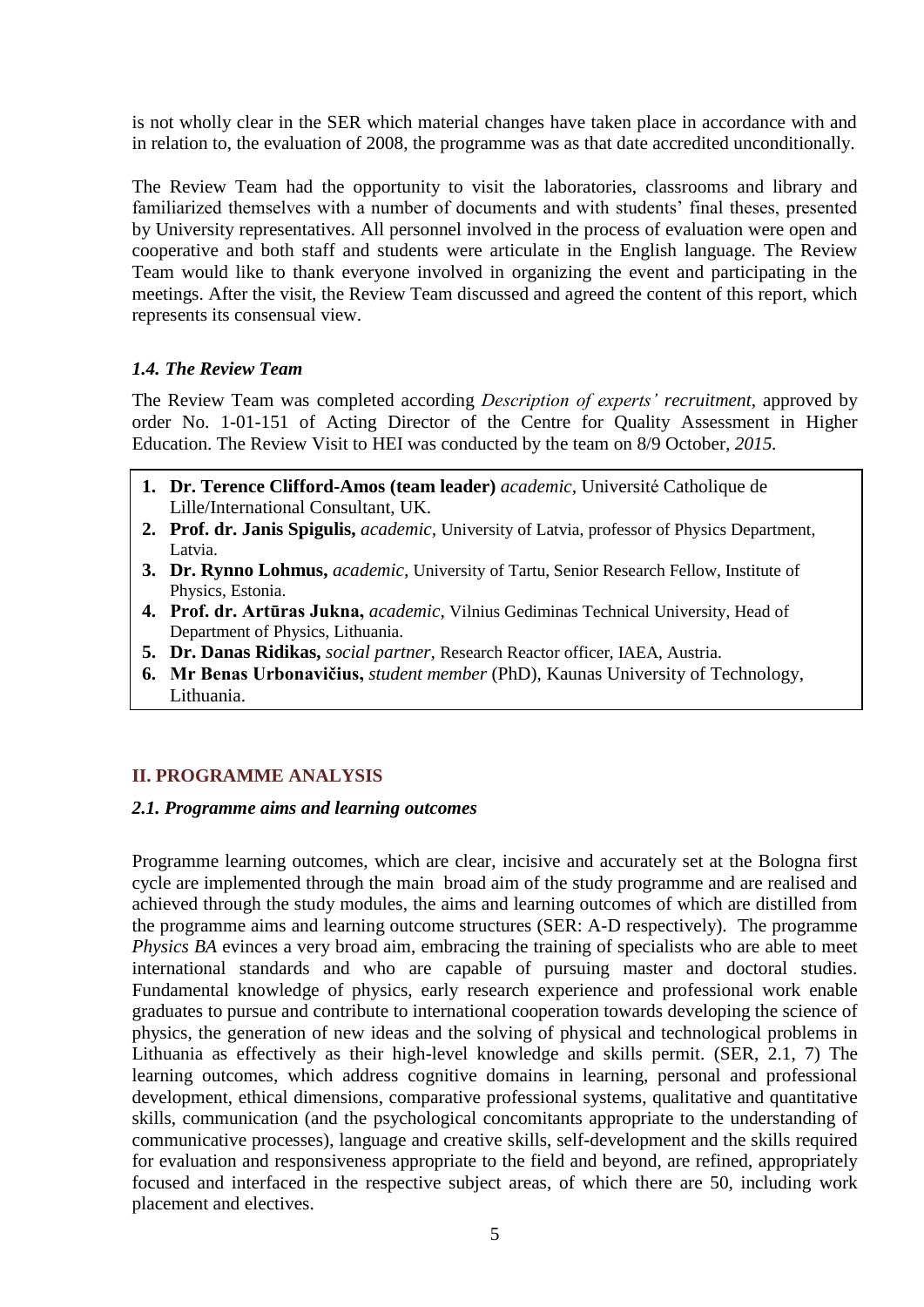is not wholly clear in the SER which material changes have taken place in accordance with and in relation to, the evaluation of 2008, the programme was as that date accredited unconditionally.

The Review Team had the opportunity to visit the laboratories, classrooms and library and familiarized themselves with a number of documents and with students' final theses, presented by University representatives. All personnel involved in the process of evaluation were open and cooperative and both staff and students were articulate in the English language. The Review Team would like to thank everyone involved in organizing the event and participating in the meetings. After the visit, the Review Team discussed and agreed the content of this report, which represents its consensual view.

### *1.4. The Review Team*

The Review Team was completed according *Description of experts' recruitment*, approved by order No. 1-01-151 of Acting Director of the Centre for Quality Assessment in Higher Education. The Review Visit to HEI was conducted by the team on 8/9 October*, 2015.*

1. **Dr. Terence Clifford-Amos (team leader)** *academic,* Université Catholique de Lille/International Consultant, UK.
2. **Prof. dr. Janis Spigulis,** *academic,* University of Latvia, professor of Physics Department, Latvia.
3. **Dr. Rynno Lohmus,** *academic,* University of Tartu, Senior Research Fellow, Institute of Physics, Estonia.
4. **Prof. dr. Artūras Jukna,** *academic,* Vilnius Gediminas Technical University, Head of Department of Physics, Lithuania.
5. **Dr. Danas Ridikas,** *social partner,* Research Reactor officer, IAEA, Austria.
6. **Mr Benas Urbonavičius,** *student member* (PhD), Kaunas University of Technology, Lithuania.

## II. PROGRAMME ANALYSIS

### *2.1. Programme aims and learning outcomes*

Programme learning outcomes, which are clear, incisive and accurately set at the Bologna first cycle are implemented through the main broad aim of the study programme and are realised and achieved through the study modules, the aims and learning outcomes of which are distilled from the programme aims and learning outcome structures (SER: A-D respectively). The programme *Physics BA* evinces a very broad aim, embracing the training of specialists who are able to meet international standards and who are capable of pursuing master and doctoral studies. Fundamental knowledge of physics, early research experience and professional work enable graduates to pursue and contribute to international cooperation towards developing the science of physics, the generation of new ideas and the solving of physical and technological problems in Lithuania as effectively as their high-level knowledge and skills permit. (SER, 2.1, 7) The learning outcomes, which address cognitive domains in learning, personal and professional development, ethical dimensions, comparative professional systems, qualitative and quantitative skills, communication (and the psychological concomitants appropriate to the understanding of communicative processes), language and creative skills, self-development and the skills required for evaluation and responsiveness appropriate to the field and beyond, are refined, appropriately focused and interfaced in the respective subject areas, of which there are 50, including work placement and electives.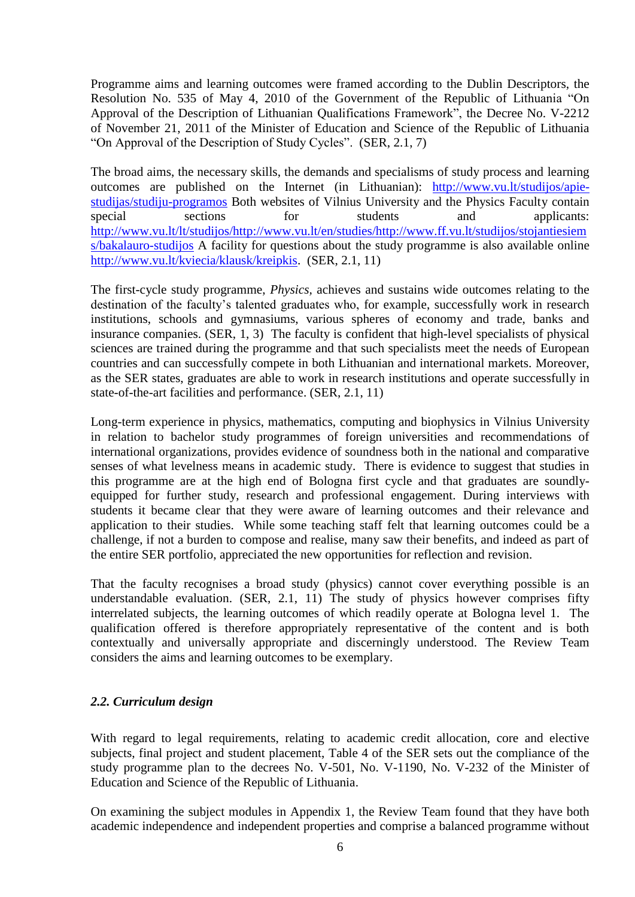Programme aims and learning outcomes were framed according to the Dublin Descriptors, the Resolution No. 535 of May 4, 2010 of the Government of the Republic of Lithuania "On Approval of the Description of Lithuanian Qualifications Framework", the Decree No. V-2212 of November 21, 2011 of the Minister of Education and Science of the Republic of Lithuania "On Approval of the Description of Study Cycles". (SER, 2.1, 7)

The broad aims, the necessary skills, the demands and specialisms of study process and learning outcomes are published on the Internet (in Lithuanian): http://www.vu.lt/studijos/apie-studijas/studiju-programos Both websites of Vilnius University and the Physics Faculty contain special sections for students and applicants: http://www.vu.lt/lt/studijos/http://www.vu.lt/en/studies/http://www.ff.vu.lt/studijos/stojantiesiems/bakalauro-studijos A facility for questions about the study programme is also available online http://www.vu.lt/kviecia/klausk/kreipkis. (SER, 2.1, 11)

The first-cycle study programme, *Physics*, achieves and sustains wide outcomes relating to the destination of the faculty's talented graduates who, for example, successfully work in research institutions, schools and gymnasiums, various spheres of economy and trade, banks and insurance companies. (SER, 1, 3) The faculty is confident that high-level specialists of physical sciences are trained during the programme and that such specialists meet the needs of European countries and can successfully compete in both Lithuanian and international markets. Moreover, as the SER states, graduates are able to work in research institutions and operate successfully in state-of-the-art facilities and performance. (SER, 2.1, 11)

Long-term experience in physics, mathematics, computing and biophysics in Vilnius University in relation to bachelor study programmes of foreign universities and recommendations of international organizations, provides evidence of soundness both in the national and comparative senses of what levelness means in academic study. There is evidence to suggest that studies in this programme are at the high end of Bologna first cycle and that graduates are soundly-equipped for further study, research and professional engagement. During interviews with students it became clear that they were aware of learning outcomes and their relevance and application to their studies. While some teaching staff felt that learning outcomes could be a challenge, if not a burden to compose and realise, many saw their benefits, and indeed as part of the entire SER portfolio, appreciated the new opportunities for reflection and revision.

That the faculty recognises a broad study (physics) cannot cover everything possible is an understandable evaluation. (SER, 2.1, 11) The study of physics however comprises fifty interrelated subjects, the learning outcomes of which readily operate at Bologna level 1. The qualification offered is therefore appropriately representative of the content and is both contextually and universally appropriate and discerningly understood. The Review Team considers the aims and learning outcomes to be exemplary.

### *2.2. Curriculum design*

With regard to legal requirements, relating to academic credit allocation, core and elective subjects, final project and student placement, Table 4 of the SER sets out the compliance of the study programme plan to the decrees No. V-501, No. V-1190, No. V-232 of the Minister of Education and Science of the Republic of Lithuania.

On examining the subject modules in Appendix 1, the Review Team found that they have both academic independence and independent properties and comprise a balanced programme without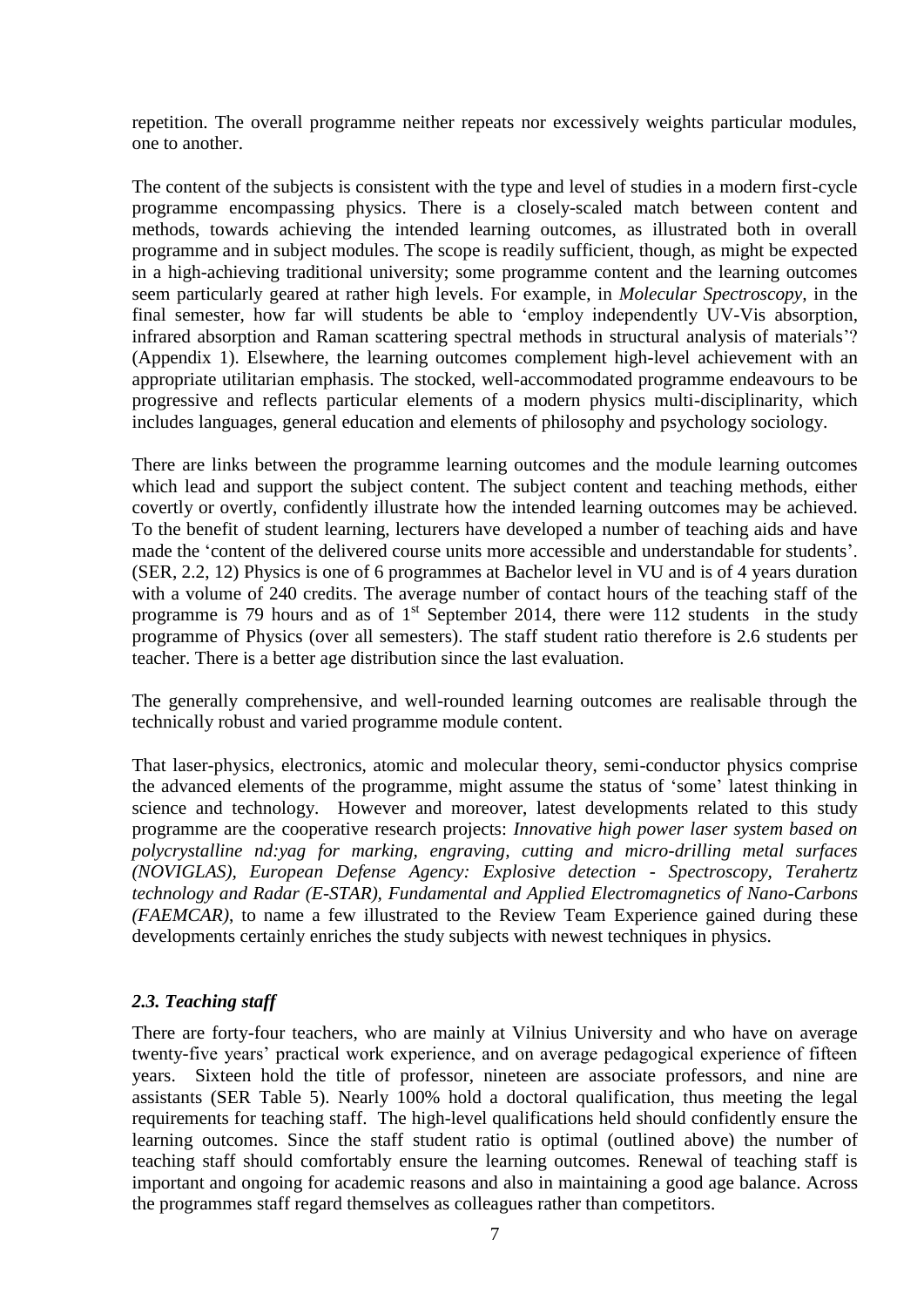repetition. The overall programme neither repeats nor excessively weights particular modules, one to another.

The content of the subjects is consistent with the type and level of studies in a modern first-cycle programme encompassing physics. There is a closely-scaled match between content and methods, towards achieving the intended learning outcomes, as illustrated both in overall programme and in subject modules. The scope is readily sufficient, though, as might be expected in a high-achieving traditional university; some programme content and the learning outcomes seem particularly geared at rather high levels. For example, in *Molecular Spectroscopy,* in the final semester, how far will students be able to 'employ independently UV-Vis absorption, infrared absorption and Raman scattering spectral methods in structural analysis of materials'? (Appendix 1). Elsewhere, the learning outcomes complement high-level achievement with an appropriate utilitarian emphasis. The stocked, well-accommodated programme endeavours to be progressive and reflects particular elements of a modern physics multi-disciplinarity, which includes languages, general education and elements of philosophy and psychology sociology.

There are links between the programme learning outcomes and the module learning outcomes which lead and support the subject content. The subject content and teaching methods, either covertly or overtly, confidently illustrate how the intended learning outcomes may be achieved. To the benefit of student learning, lecturers have developed a number of teaching aids and have made the 'content of the delivered course units more accessible and understandable for students'. (SER, 2.2, 12) Physics is one of 6 programmes at Bachelor level in VU and is of 4 years duration with a volume of 240 credits. The average number of contact hours of the teaching staff of the programme is 79 hours and as of 1st September 2014, there were 112 students in the study programme of Physics (over all semesters). The staff student ratio therefore is 2.6 students per teacher. There is a better age distribution since the last evaluation.

The generally comprehensive, and well-rounded learning outcomes are realisable through the technically robust and varied programme module content.

That laser-physics, electronics, atomic and molecular theory, semi-conductor physics comprise the advanced elements of the programme, might assume the status of 'some' latest thinking in science and technology. However and moreover, latest developments related to this study programme are the cooperative research projects: *Innovative high power laser system based on polycrystalline nd:yag for marking, engraving, cutting and micro-drilling metal surfaces (NOVIGLAS), European Defense Agency: Explosive detection - Spectroscopy, Terahertz technology and Radar (E-STAR), Fundamental and Applied Electromagnetics of Nano-Carbons (FAEMCAR)*, to name a few illustrated to the Review Team Experience gained during these developments certainly enriches the study subjects with newest techniques in physics.

### *2.3. Teaching staff*

There are forty-four teachers, who are mainly at Vilnius University and who have on average twenty-five years' practical work experience, and on average pedagogical experience of fifteen years. Sixteen hold the title of professor, nineteen are associate professors, and nine are assistants (SER Table 5). Nearly 100% hold a doctoral qualification, thus meeting the legal requirements for teaching staff. The high-level qualifications held should confidently ensure the learning outcomes. Since the staff student ratio is optimal (outlined above) the number of teaching staff should comfortably ensure the learning outcomes. Renewal of teaching staff is important and ongoing for academic reasons and also in maintaining a good age balance. Across the programmes staff regard themselves as colleagues rather than competitors.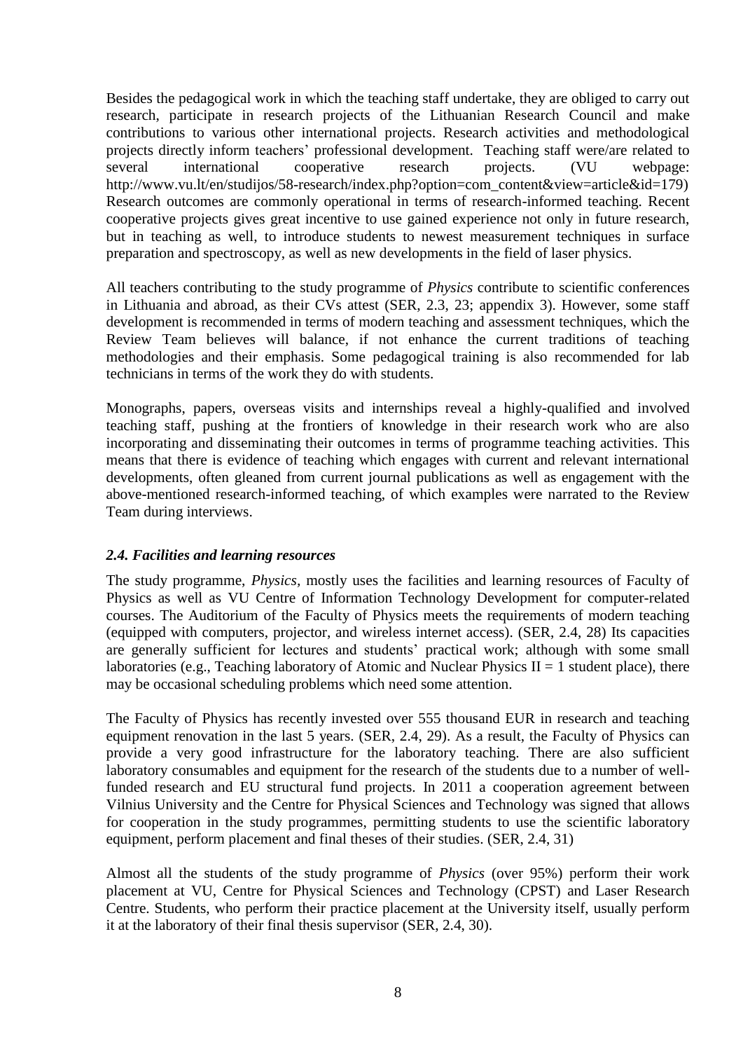Besides the pedagogical work in which the teaching staff undertake, they are obliged to carry out research, participate in research projects of the Lithuanian Research Council and make contributions to various other international projects. Research activities and methodological projects directly inform teachers' professional development. Teaching staff were/are related to several international cooperative research projects. (VU webpage: http://www.vu.lt/en/studijos/58-research/index.php?option=com_content&view=article&id=179) Research outcomes are commonly operational in terms of research-informed teaching. Recent cooperative projects gives great incentive to use gained experience not only in future research, but in teaching as well, to introduce students to newest measurement techniques in surface preparation and spectroscopy, as well as new developments in the field of laser physics.

All teachers contributing to the study programme of *Physics* contribute to scientific conferences in Lithuania and abroad, as their CVs attest (SER, 2.3, 23; appendix 3). However, some staff development is recommended in terms of modern teaching and assessment techniques, which the Review Team believes will balance, if not enhance the current traditions of teaching methodologies and their emphasis. Some pedagogical training is also recommended for lab technicians in terms of the work they do with students.

Monographs, papers, overseas visits and internships reveal a highly-qualified and involved teaching staff, pushing at the frontiers of knowledge in their research work who are also incorporating and disseminating their outcomes in terms of programme teaching activities. This means that there is evidence of teaching which engages with current and relevant international developments, often gleaned from current journal publications as well as engagement with the above-mentioned research-informed teaching, of which examples were narrated to the Review Team during interviews.

### *2.4. Facilities and learning resources*

The study programme, *Physics*, mostly uses the facilities and learning resources of Faculty of Physics as well as VU Centre of Information Technology Development for computer-related courses. The Auditorium of the Faculty of Physics meets the requirements of modern teaching (equipped with computers, projector, and wireless internet access). (SER, 2.4, 28) Its capacities are generally sufficient for lectures and students' practical work; although with some small laboratories (e.g., Teaching laboratory of Atomic and Nuclear Physics II = 1 student place), there may be occasional scheduling problems which need some attention.

The Faculty of Physics has recently invested over 555 thousand EUR in research and teaching equipment renovation in the last 5 years. (SER, 2.4, 29). As a result, the Faculty of Physics can provide a very good infrastructure for the laboratory teaching. There are also sufficient laboratory consumables and equipment for the research of the students due to a number of well-funded research and EU structural fund projects. In 2011 a cooperation agreement between Vilnius University and the Centre for Physical Sciences and Technology was signed that allows for cooperation in the study programmes, permitting students to use the scientific laboratory equipment, perform placement and final theses of their studies. (SER, 2.4, 31)

Almost all the students of the study programme of *Physics* (over 95%) perform their work placement at VU, Centre for Physical Sciences and Technology (CPST) and Laser Research Centre. Students, who perform their practice placement at the University itself, usually perform it at the laboratory of their final thesis supervisor (SER, 2.4, 30).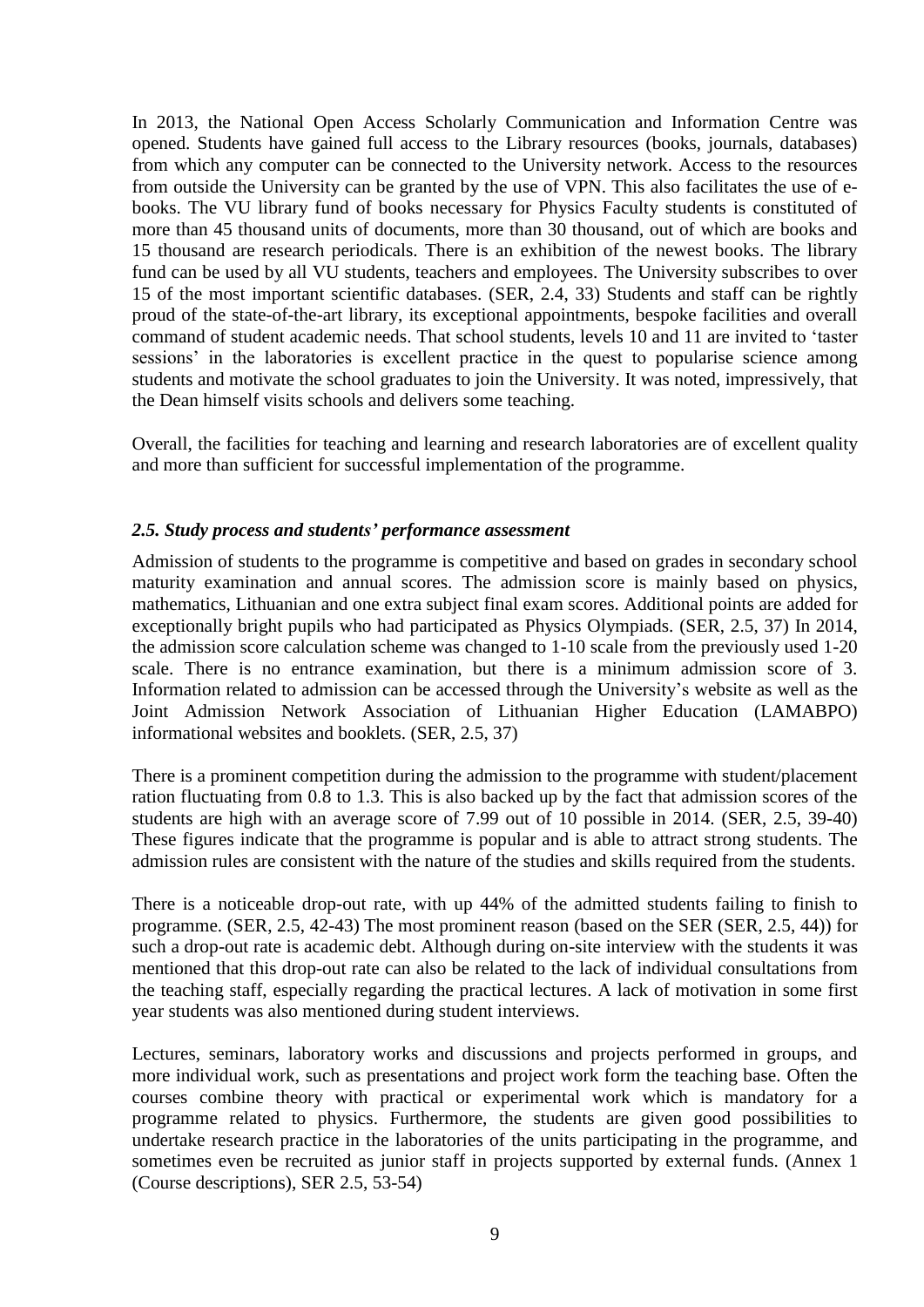In 2013, the National Open Access Scholarly Communication and Information Centre was opened. Students have gained full access to the Library resources (books, journals, databases) from which any computer can be connected to the University network. Access to the resources from outside the University can be granted by the use of VPN. This also facilitates the use of e-books. The VU library fund of books necessary for Physics Faculty students is constituted of more than 45 thousand units of documents, more than 30 thousand, out of which are books and 15 thousand are research periodicals. There is an exhibition of the newest books. The library fund can be used by all VU students, teachers and employees. The University subscribes to over 15 of the most important scientific databases. (SER, 2.4, 33) Students and staff can be rightly proud of the state-of-the-art library, its exceptional appointments, bespoke facilities and overall command of student academic needs. That school students, levels 10 and 11 are invited to 'taster sessions' in the laboratories is excellent practice in the quest to popularise science among students and motivate the school graduates to join the University. It was noted, impressively, that the Dean himself visits schools and delivers some teaching.

Overall, the facilities for teaching and learning and research laboratories are of excellent quality and more than sufficient for successful implementation of the programme.

### *2.5. Study process and students' performance assessment*

Admission of students to the programme is competitive and based on grades in secondary school maturity examination and annual scores. The admission score is mainly based on physics, mathematics, Lithuanian and one extra subject final exam scores. Additional points are added for exceptionally bright pupils who had participated as Physics Olympiads. (SER, 2.5, 37) In 2014, the admission score calculation scheme was changed to 1-10 scale from the previously used 1-20 scale. There is no entrance examination, but there is a minimum admission score of 3. Information related to admission can be accessed through the University's website as well as the Joint Admission Network Association of Lithuanian Higher Education (LAMABPO) informational websites and booklets. (SER, 2.5, 37)

There is a prominent competition during the admission to the programme with student/placement ration fluctuating from 0.8 to 1.3. This is also backed up by the fact that admission scores of the students are high with an average score of 7.99 out of 10 possible in 2014. (SER, 2.5, 39-40) These figures indicate that the programme is popular and is able to attract strong students. The admission rules are consistent with the nature of the studies and skills required from the students.

There is a noticeable drop-out rate, with up 44% of the admitted students failing to finish to programme. (SER, 2.5, 42-43) The most prominent reason (based on the SER (SER, 2.5, 44)) for such a drop-out rate is academic debt. Although during on-site interview with the students it was mentioned that this drop-out rate can also be related to the lack of individual consultations from the teaching staff, especially regarding the practical lectures. A lack of motivation in some first year students was also mentioned during student interviews.

Lectures, seminars, laboratory works and discussions and projects performed in groups, and more individual work, such as presentations and project work form the teaching base. Often the courses combine theory with practical or experimental work which is mandatory for a programme related to physics. Furthermore, the students are given good possibilities to undertake research practice in the laboratories of the units participating in the programme, and sometimes even be recruited as junior staff in projects supported by external funds. (Annex 1 (Course descriptions), SER 2.5, 53-54)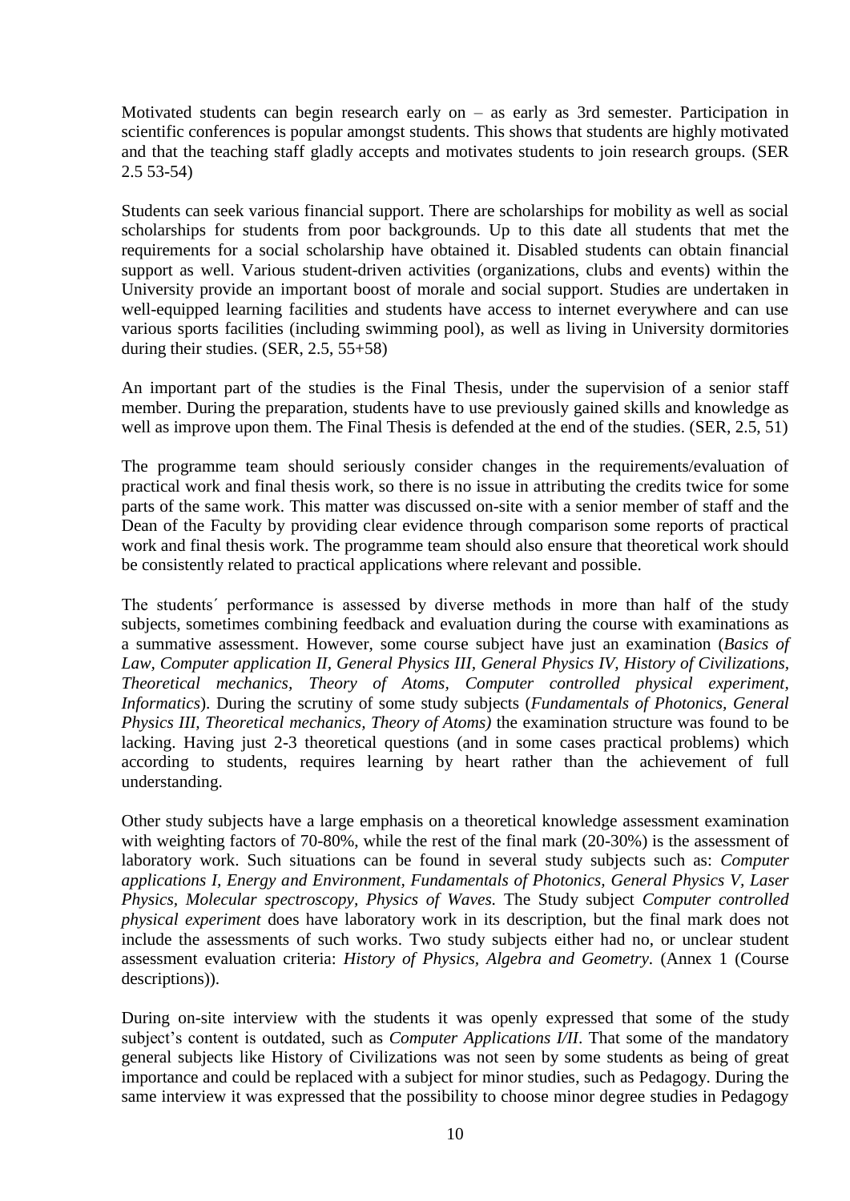Motivated students can begin research early on – as early as 3rd semester. Participation in scientific conferences is popular amongst students. This shows that students are highly motivated and that the teaching staff gladly accepts and motivates students to join research groups. (SER 2.5 53-54)

Students can seek various financial support. There are scholarships for mobility as well as social scholarships for students from poor backgrounds. Up to this date all students that met the requirements for a social scholarship have obtained it. Disabled students can obtain financial support as well. Various student-driven activities (organizations, clubs and events) within the University provide an important boost of morale and social support. Studies are undertaken in well-equipped learning facilities and students have access to internet everywhere and can use various sports facilities (including swimming pool), as well as living in University dormitories during their studies. (SER, 2.5, 55+58)

An important part of the studies is the Final Thesis, under the supervision of a senior staff member. During the preparation, students have to use previously gained skills and knowledge as well as improve upon them. The Final Thesis is defended at the end of the studies. (SER, 2.5, 51)

The programme team should seriously consider changes in the requirements/evaluation of practical work and final thesis work, so there is no issue in attributing the credits twice for some parts of the same work. This matter was discussed on-site with a senior member of staff and the Dean of the Faculty by providing clear evidence through comparison some reports of practical work and final thesis work. The programme team should also ensure that theoretical work should be consistently related to practical applications where relevant and possible.

The students´ performance is assessed by diverse methods in more than half of the study subjects, sometimes combining feedback and evaluation during the course with examinations as a summative assessment. However, some course subject have just an examination (*Basics of Law, Computer application II, General Physics III, General Physics IV, History of Civilizations, Theoretical mechanics, Theory of Atoms, Computer controlled physical experiment, Informatics*). During the scrutiny of some study subjects (*Fundamentals of Photonics, General Physics III, Theoretical mechanics, Theory of Atoms)* the examination structure was found to be lacking. Having just 2-3 theoretical questions (and in some cases practical problems) which according to students, requires learning by heart rather than the achievement of full understanding.

Other study subjects have a large emphasis on a theoretical knowledge assessment examination with weighting factors of 70-80%, while the rest of the final mark (20-30%) is the assessment of laboratory work. Such situations can be found in several study subjects such as: *Computer applications I, Energy and Environment, Fundamentals of Photonics, General Physics V, Laser Physics, Molecular spectroscopy, Physics of Waves.* The Study subject *Computer controlled physical experiment* does have laboratory work in its description, but the final mark does not include the assessments of such works. Two study subjects either had no, or unclear student assessment evaluation criteria: *History of Physics, Algebra and Geometry*. (Annex 1 (Course descriptions)).

During on-site interview with the students it was openly expressed that some of the study subject's content is outdated, such as *Computer Applications I/II*. That some of the mandatory general subjects like History of Civilizations was not seen by some students as being of great importance and could be replaced with a subject for minor studies, such as Pedagogy. During the same interview it was expressed that the possibility to choose minor degree studies in Pedagogy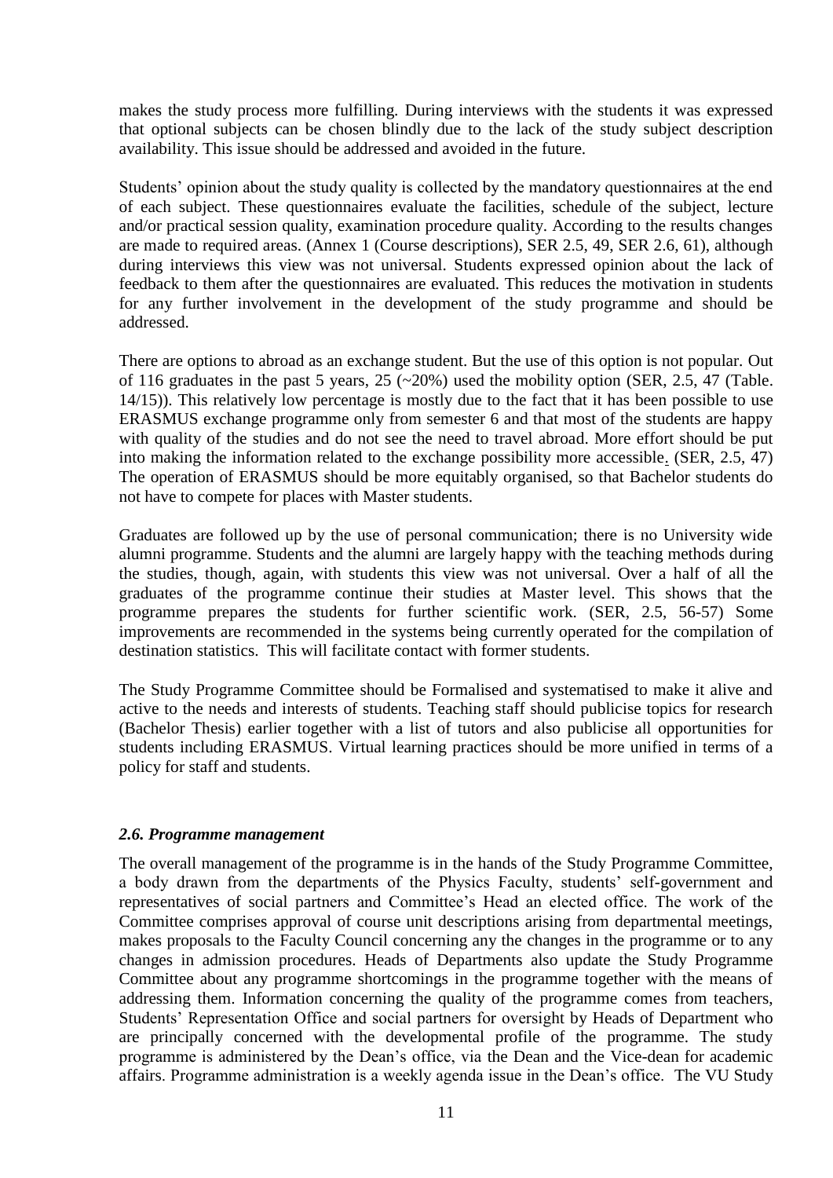makes the study process more fulfilling. During interviews with the students it was expressed that optional subjects can be chosen blindly due to the lack of the study subject description availability. This issue should be addressed and avoided in the future.

Students' opinion about the study quality is collected by the mandatory questionnaires at the end of each subject. These questionnaires evaluate the facilities, schedule of the subject, lecture and/or practical session quality, examination procedure quality. According to the results changes are made to required areas. (Annex 1 (Course descriptions), SER 2.5, 49, SER 2.6, 61), although during interviews this view was not universal. Students expressed opinion about the lack of feedback to them after the questionnaires are evaluated. This reduces the motivation in students for any further involvement in the development of the study programme and should be addressed.

There are options to abroad as an exchange student. But the use of this option is not popular. Out of 116 graduates in the past 5 years, 25 (~20%) used the mobility option (SER, 2.5, 47 (Table. 14/15)). This relatively low percentage is mostly due to the fact that it has been possible to use ERASMUS exchange programme only from semester 6 and that most of the students are happy with quality of the studies and do not see the need to travel abroad. More effort should be put into making the information related to the exchange possibility more accessible. (SER, 2.5, 47) The operation of ERASMUS should be more equitably organised, so that Bachelor students do not have to compete for places with Master students.

Graduates are followed up by the use of personal communication; there is no University wide alumni programme. Students and the alumni are largely happy with the teaching methods during the studies, though, again, with students this view was not universal. Over a half of all the graduates of the programme continue their studies at Master level. This shows that the programme prepares the students for further scientific work. (SER, 2.5, 56-57) Some improvements are recommended in the systems being currently operated for the compilation of destination statistics. This will facilitate contact with former students.

The Study Programme Committee should be Formalised and systematised to make it alive and active to the needs and interests of students. Teaching staff should publicise topics for research (Bachelor Thesis) earlier together with a list of tutors and also publicise all opportunities for students including ERASMUS. Virtual learning practices should be more unified in terms of a policy for staff and students.

### *2.6. Programme management*

The overall management of the programme is in the hands of the Study Programme Committee, a body drawn from the departments of the Physics Faculty, students' self-government and representatives of social partners and Committee's Head an elected office. The work of the Committee comprises approval of course unit descriptions arising from departmental meetings, makes proposals to the Faculty Council concerning any the changes in the programme or to any changes in admission procedures. Heads of Departments also update the Study Programme Committee about any programme shortcomings in the programme together with the means of addressing them. Information concerning the quality of the programme comes from teachers, Students' Representation Office and social partners for oversight by Heads of Department who are principally concerned with the developmental profile of the programme. The study programme is administered by the Dean's office, via the Dean and the Vice-dean for academic affairs. Programme administration is a weekly agenda issue in the Dean's office. The VU Study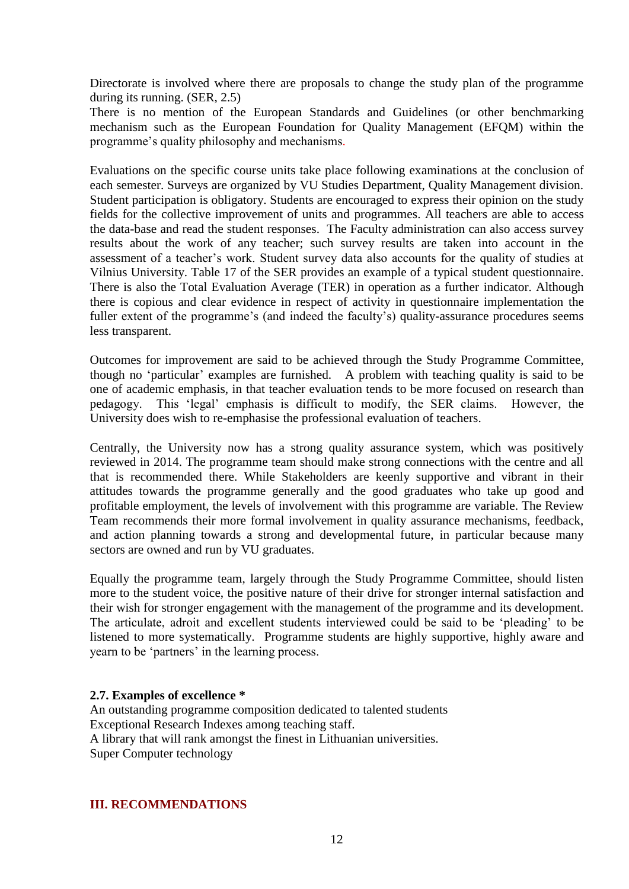Directorate is involved where there are proposals to change the study plan of the programme during its running. (SER, 2.5)

There is no mention of the European Standards and Guidelines (or other benchmarking mechanism such as the European Foundation for Quality Management (EFQM) within the programme's quality philosophy and mechanisms.

Evaluations on the specific course units take place following examinations at the conclusion of each semester. Surveys are organized by VU Studies Department, Quality Management division. Student participation is obligatory. Students are encouraged to express their opinion on the study fields for the collective improvement of units and programmes. All teachers are able to access the data-base and read the student responses. The Faculty administration can also access survey results about the work of any teacher; such survey results are taken into account in the assessment of a teacher's work. Student survey data also accounts for the quality of studies at Vilnius University. Table 17 of the SER provides an example of a typical student questionnaire. There is also the Total Evaluation Average (TER) in operation as a further indicator. Although there is copious and clear evidence in respect of activity in questionnaire implementation the fuller extent of the programme's (and indeed the faculty's) quality-assurance procedures seems less transparent.

Outcomes for improvement are said to be achieved through the Study Programme Committee, though no 'particular' examples are furnished. A problem with teaching quality is said to be one of academic emphasis, in that teacher evaluation tends to be more focused on research than pedagogy. This 'legal' emphasis is difficult to modify, the SER claims. However, the University does wish to re-emphasise the professional evaluation of teachers.

Centrally, the University now has a strong quality assurance system, which was positively reviewed in 2014. The programme team should make strong connections with the centre and all that is recommended there. While Stakeholders are keenly supportive and vibrant in their attitudes towards the programme generally and the good graduates who take up good and profitable employment, the levels of involvement with this programme are variable. The Review Team recommends their more formal involvement in quality assurance mechanisms, feedback, and action planning towards a strong and developmental future, in particular because many sectors are owned and run by VU graduates.

Equally the programme team, largely through the Study Programme Committee, should listen more to the student voice, the positive nature of their drive for stronger internal satisfaction and their wish for stronger engagement with the management of the programme and its development. The articulate, adroit and excellent students interviewed could be said to be 'pleading' to be listened to more systematically. Programme students are highly supportive, highly aware and yearn to be 'partners' in the learning process.

### 2.7. Examples of excellence *

An outstanding programme composition dedicated to talented students
Exceptional Research Indexes among teaching staff.
A library that will rank amongst the finest in Lithuanian universities.
Super Computer technology

## III. RECOMMENDATIONS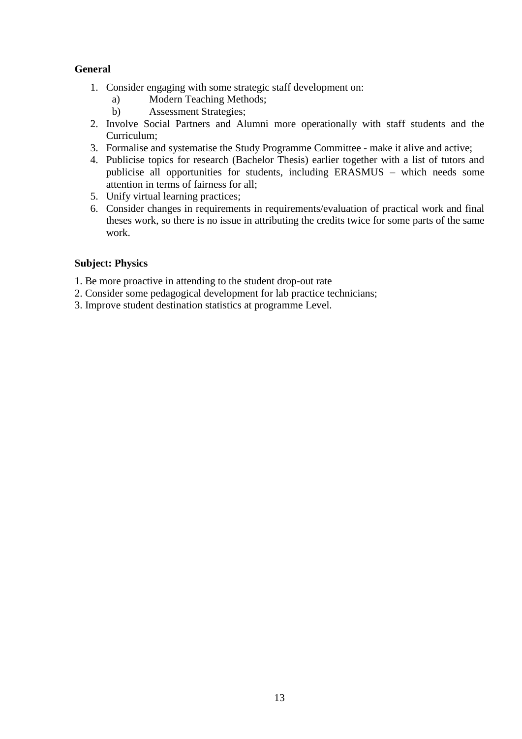**General**

1. Consider engaging with some strategic staff development on:
   a) Modern Teaching Methods;
   b) Assessment Strategies;
2. Involve Social Partners and Alumni more operationally with staff students and the Curriculum;
3. Formalise and systematise the Study Programme Committee - make it alive and active;
4. Publicise topics for research (Bachelor Thesis) earlier together with a list of tutors and publicise all opportunities for students, including ERASMUS – which needs some attention in terms of fairness for all;
5. Unify virtual learning practices;
6. Consider changes in requirements in requirements/evaluation of practical work and final theses work, so there is no issue in attributing the credits twice for some parts of the same work.

**Subject: Physics**

1. Be more proactive in attending to the student drop-out rate
2. Consider some pedagogical development for lab practice technicians;
3. Improve student destination statistics at programme Level.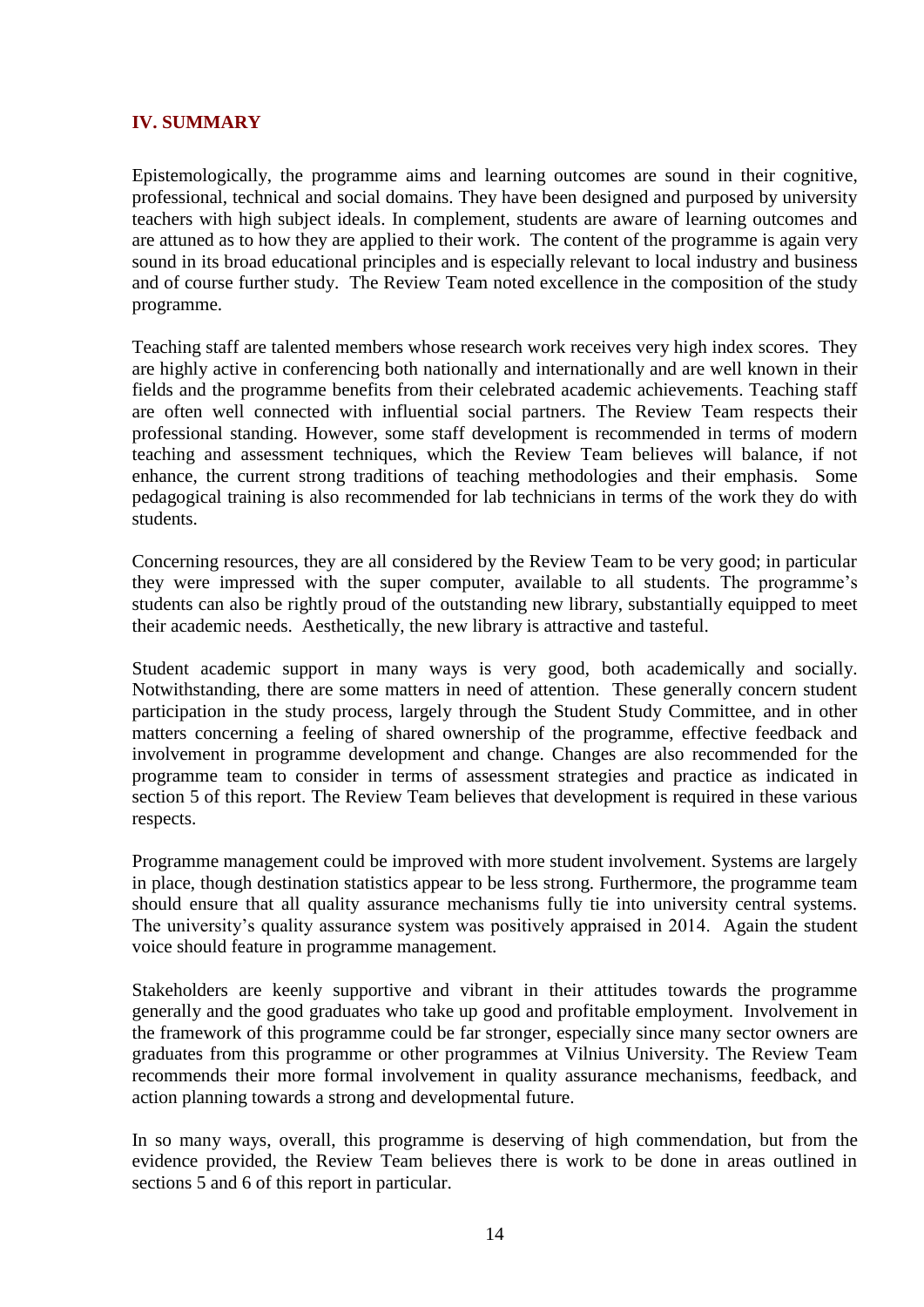## IV. SUMMARY

Epistemologically, the programme aims and learning outcomes are sound in their cognitive, professional, technical and social domains. They have been designed and purposed by university teachers with high subject ideals. In complement, students are aware of learning outcomes and are attuned as to how they are applied to their work. The content of the programme is again very sound in its broad educational principles and is especially relevant to local industry and business and of course further study. The Review Team noted excellence in the composition of the study programme.

Teaching staff are talented members whose research work receives very high index scores. They are highly active in conferencing both nationally and internationally and are well known in their fields and the programme benefits from their celebrated academic achievements. Teaching staff are often well connected with influential social partners. The Review Team respects their professional standing. However, some staff development is recommended in terms of modern teaching and assessment techniques, which the Review Team believes will balance, if not enhance, the current strong traditions of teaching methodologies and their emphasis. Some pedagogical training is also recommended for lab technicians in terms of the work they do with students.

Concerning resources, they are all considered by the Review Team to be very good; in particular they were impressed with the super computer, available to all students. The programme's students can also be rightly proud of the outstanding new library, substantially equipped to meet their academic needs. Aesthetically, the new library is attractive and tasteful.

Student academic support in many ways is very good, both academically and socially. Notwithstanding, there are some matters in need of attention. These generally concern student participation in the study process, largely through the Student Study Committee, and in other matters concerning a feeling of shared ownership of the programme, effective feedback and involvement in programme development and change. Changes are also recommended for the programme team to consider in terms of assessment strategies and practice as indicated in section 5 of this report. The Review Team believes that development is required in these various respects.

Programme management could be improved with more student involvement. Systems are largely in place, though destination statistics appear to be less strong. Furthermore, the programme team should ensure that all quality assurance mechanisms fully tie into university central systems. The university's quality assurance system was positively appraised in 2014. Again the student voice should feature in programme management.

Stakeholders are keenly supportive and vibrant in their attitudes towards the programme generally and the good graduates who take up good and profitable employment. Involvement in the framework of this programme could be far stronger, especially since many sector owners are graduates from this programme or other programmes at Vilnius University. The Review Team recommends their more formal involvement in quality assurance mechanisms, feedback, and action planning towards a strong and developmental future.

In so many ways, overall, this programme is deserving of high commendation, but from the evidence provided, the Review Team believes there is work to be done in areas outlined in sections 5 and 6 of this report in particular.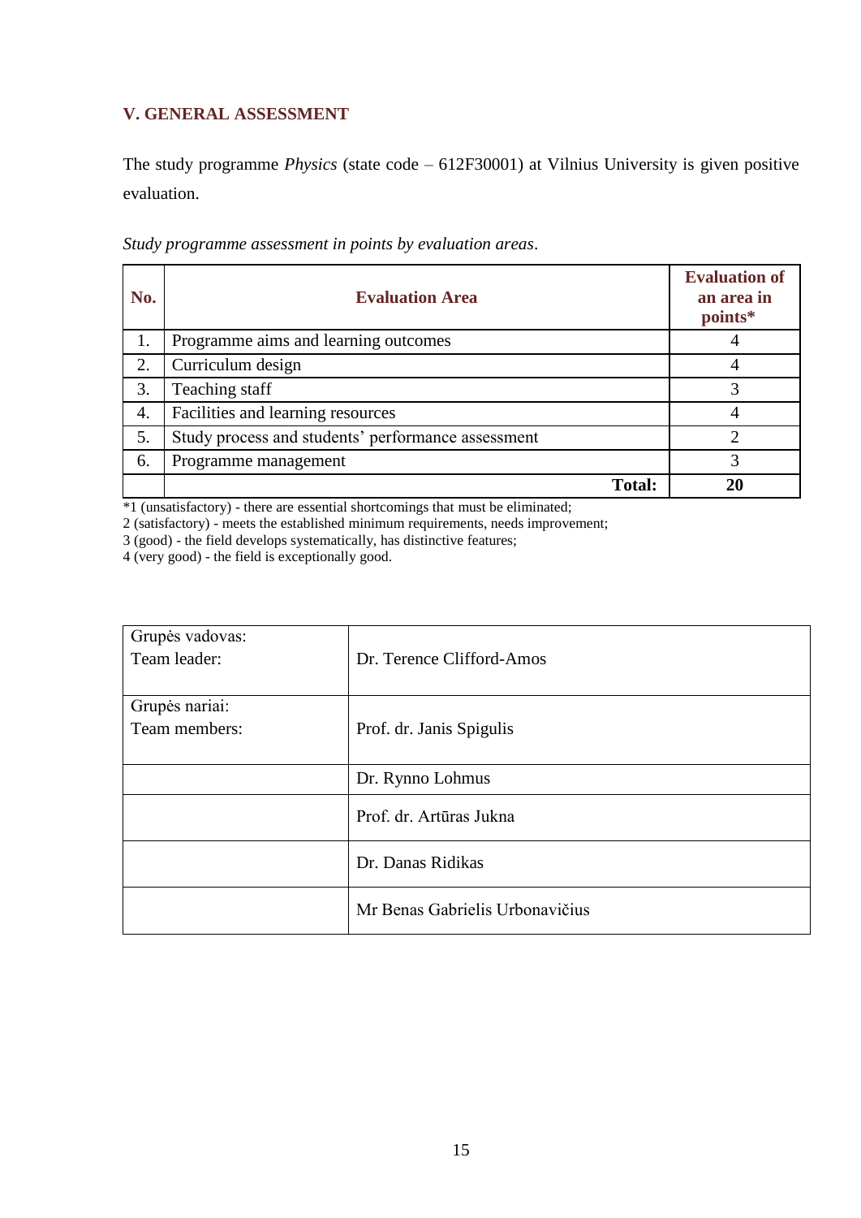## V. GENERAL ASSESSMENT

The study programme *Physics* (state code – 612F30001) at Vilnius University is given positive evaluation.

*Study programme assessment in points by evaluation areas*.

| No. | Evaluation Area | Evaluation of an area in points* |
|---|---|---|
| 1. | Programme aims and learning outcomes | 4 |
| 2. | Curriculum design | 4 |
| 3. | Teaching staff | 3 |
| 4. | Facilities and learning resources | 4 |
| 5. | Study process and students' performance assessment | 2 |
| 6. | Programme management | 3 |
| | **Total:** | **20** |

*1 (unsatisfactory) - there are essential shortcomings that must be eliminated;
2 (satisfactory) - meets the established minimum requirements, needs improvement;
3 (good) - the field develops systematically, has distinctive features;
4 (very good) - the field is exceptionally good.

| | |
|---|---|
| Grupės vadovas:<br>Team leader: | Dr. Terence Clifford-Amos |
| Grupės nariai:<br>Team members: | Prof. dr. Janis Spigulis |
| | Dr. Rynno Lohmus |
| | Prof. dr. Artūras Jukna |
| | Dr. Danas Ridikas |
| | Mr Benas Gabrielis Urbonavičius |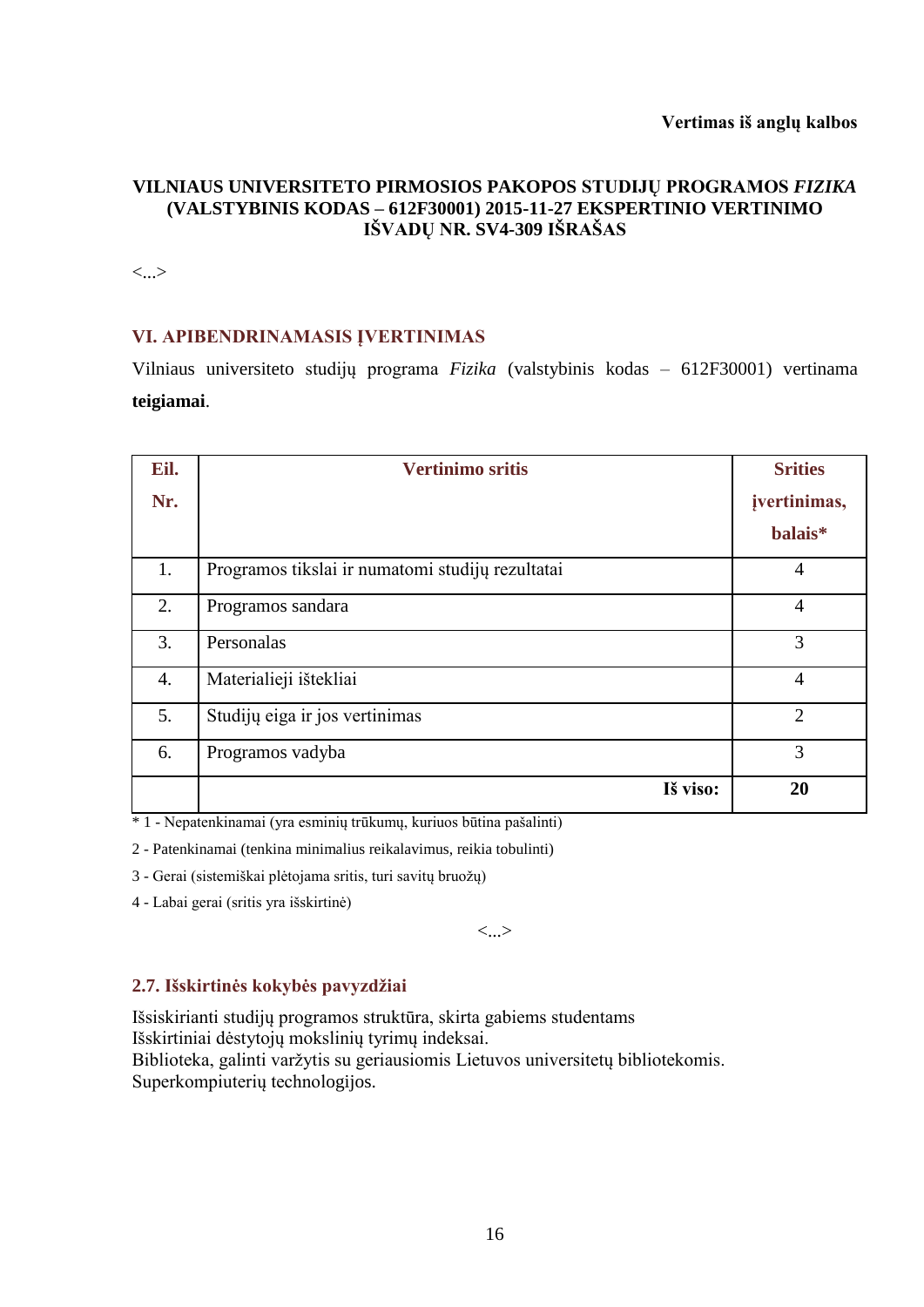**Vertimas iš anglų kalbos**

**VILNIAUS UNIVERSITETO PIRMOSIOS PAKOPOS STUDIJŲ PROGRAMOS *FIZIKA* (VALSTYBINIS KODAS – 612F30001) 2015-11-27 EKSPERTINIO VERTINIMO IŠVADŲ NR. SV4-309 IŠRAŠAS**

<...>

## VI. APIBENDRINAMASIS ĮVERTINIMAS

Vilniaus universiteto studijų programa *Fizika* (valstybinis kodas – 612F30001) vertinama **teigiamai**.

| Eil. Nr. | Vertinimo sritis | Srities įvertinimas, balais* |
|---|---|---|
| 1. | Programos tikslai ir numatomi studijų rezultatai | 4 |
| 2. | Programos sandara | 4 |
| 3. | Personalas | 3 |
| 4. | Materialieji ištekliai | 4 |
| 5. | Studijų eiga ir jos vertinimas | 2 |
| 6. | Programos vadyba | 3 |
| | **Iš viso:** | **20** |

* 1 - Nepatenkinamai (yra esminių trūkumų, kuriuos būtina pašalinti)

2 - Patenkinamai (tenkina minimalius reikalavimus, reikia tobulinti)

3 - Gerai (sistemiškai plėtojama sritis, turi savitų bruožų)

4 - Labai gerai (sritis yra išskirtinė)

<...>

### 2.7. Išskirtinės kokybės pavyzdžiai

Išsiskirianti studijų programos struktūra, skirta gabiems studentams
Išskirtiniai dėstytojų mokslinių tyrimų indeksai.
Biblioteka, galinti varžytis su geriausiomis Lietuvos universitetų bibliotekomis.
Superkompiuterių technologijos.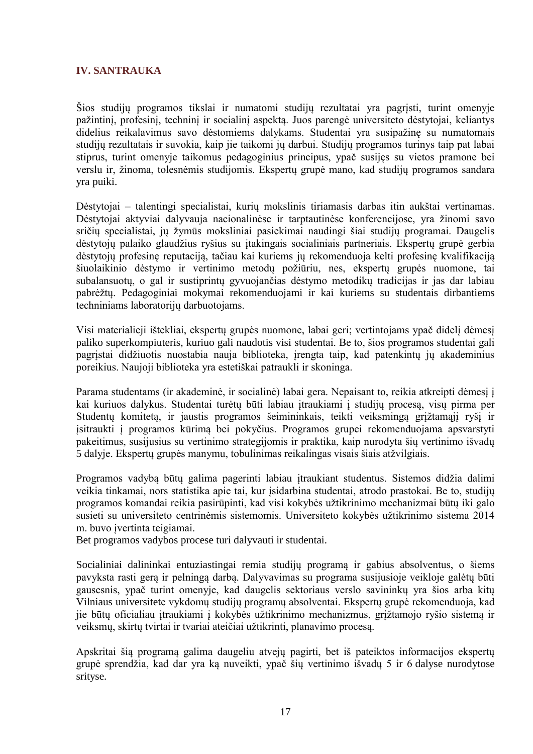## IV. SANTRAUKA

Šios studijų programos tikslai ir numatomi studijų rezultatai yra pagrįsti, turint omenyje pažintinį, profesinį, techninį ir socialinį aspektą. Juos parengė universiteto dėstytojai, keliantys didelius reikalavimus savo dėstomiems dalykams. Studentai yra susipažinę su numatomais studijų rezultatais ir suvokia, kaip jie taikomi jų darbui. Studijų programos turinys taip pat labai stiprus, turint omenyje taikomus pedagoginius principus, ypač susijęs su vietos pramone bei verslu ir, žinoma, tolesnėmis studijomis. Ekspertų grupė mano, kad studijų programos sandara yra puiki.

Dėstytojai – talentingi specialistai, kurių mokslinis tiriamasis darbas itin aukštai vertinamas. Dėstytojai aktyviai dalyvauja nacionalinėse ir tarptautinėse konferencijose, yra žinomi savo sričių specialistai, jų žymūs moksliniai pasiekimai naudingi šiai studijų programai. Daugelis dėstytojų palaiko glaudžius ryšius su įtakingais socialiniais partneriais. Ekspertų grupė gerbia dėstytojų profesinę reputaciją, tačiau kai kuriems jų rekomenduoja kelti profesinę kvalifikaciją šiuolaikinio dėstymo ir vertinimo metodų požiūriu, nes, ekspertų grupės nuomone, tai subalansuotų, o gal ir sustiprintų gyvuojančias dėstymo metodikų tradicijas ir jas dar labiau pabrėžtų. Pedagoginiai mokymai rekomenduojami ir kai kuriems su studentais dirbantiems techniniams laboratorijų darbuotojams.

Visi materialieji ištekliai, ekspertų grupės nuomone, labai geri; vertintojams ypač didelį dėmesį paliko superkompiuteris, kuriuo gali naudotis visi studentai. Be to, šios programos studentai gali pagrįstai didžiuotis nuostabia nauja biblioteka, įrengta taip, kad patenkintų jų akademinius poreikius. Naujoji biblioteka yra estetiškai patraukli ir skoninga.

Parama studentams (ir akademinė, ir socialinė) labai gera. Nepaisant to, reikia atkreipti dėmesį į kai kuriuos dalykus. Studentai turėtų būti labiau įtraukiami į studijų procesą, visų pirma per Studentų komitetą, ir jaustis programos šeimininkais, teikti veiksmingą grįžtamąjį ryšį ir įsitraukti į programos kūrimą bei pokyčius. Programos grupei rekomenduojama apsvarstyti pakeitimus, susijusius su vertinimo strategijomis ir praktika, kaip nurodyta šių vertinimo išvadų 5 dalyje. Ekspertų grupės manymu, tobulinimas reikalingas visais šiais atžvilgiais.

Programos vadybą būtų galima pagerinti labiau įtraukiant studentus. Sistemos didžia dalimi veikia tinkamai, nors statistika apie tai, kur įsidarbina studentai, atrodo prastokai. Be to, studijų programos komandai reikia pasirūpinti, kad visi kokybės užtikrinimo mechanizmai būtų iki galo susieti su universiteto centrinėmis sistemomis. Universiteto kokybės užtikrinimo sistema 2014 m. buvo įvertinta teigiamai.
Bet programos vadybos procese turi dalyvauti ir studentai.

Socialiniai dalininkai entuziastingai remia studijų programą ir gabius absolventus, o šiems pavyksta rasti gerą ir pelningą darbą. Dalyvavimas su programa susijusioje veikloje galėtų būti gausesnis, ypač turint omenyje, kad daugelis sektoriaus verslo savininkų yra šios arba kitų Vilniaus universitete vykdomų studijų programų absolventai. Ekspertų grupė rekomenduoja, kad jie būtų oficialiau įtraukiami į kokybės užtikrinimo mechanizmus, grįžtamojo ryšio sistemą ir veiksmų, skirtų tvirtai ir tvariai ateičiai užtikrinti, planavimo procesą.

Apskritai šią programą galima daugeliu atvejų pagirti, bet iš pateiktos informacijos ekspertų grupė sprendžia, kad dar yra ką nuveikti, ypač šių vertinimo išvadų 5 ir 6 dalyse nurodytose srityse.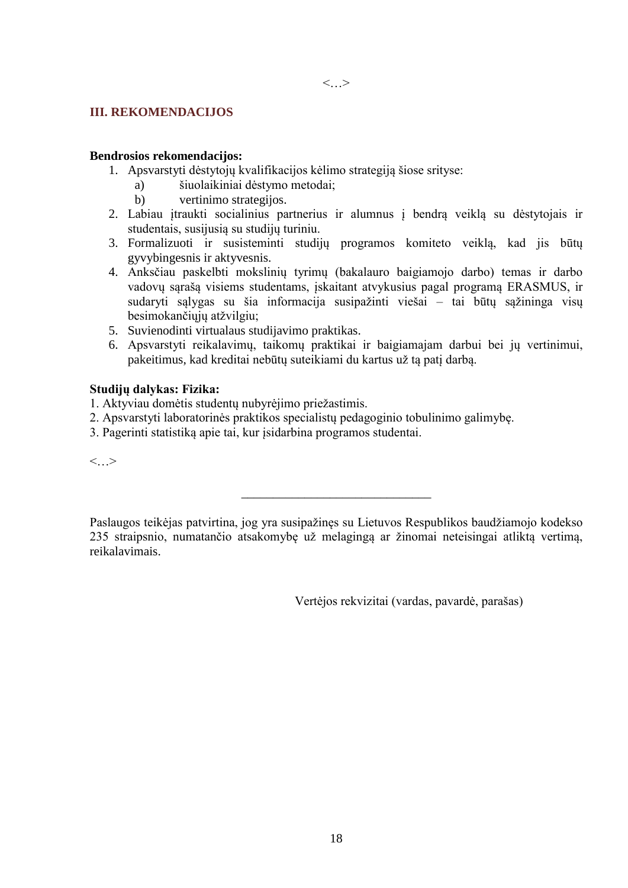<…>

## III. REKOMENDACIJOS

**Bendrosios rekomendacijos:**

1. Apsvarstyti dėstytojų kvalifikacijos kėlimo strategiją šiose srityse:
   a) šiuolaikiniai dėstymo metodai;
   b) vertinimo strategijos.
2. Labiau įtraukti socialinius partnerius ir alumnus į bendrą veiklą su dėstytojais ir studentais, susijusią su studijų turiniu.
3. Formalizuoti ir susisteminti studijų programos komiteto veiklą, kad jis būtų gyvybingesnis ir aktyvesnis.
4. Anksčiau paskelbti mokslinių tyrimų (bakalauro baigiamojo darbo) temas ir darbo vadovų sąrašą visiems studentams, įskaitant atvykusius pagal programą ERASMUS, ir sudaryti sąlygas su šia informacija susipažinti viešai – tai būtų sąžininga visų besimokančiųjų atžvilgiu;
5. Suvienodinti virtualaus studijavimo praktikas.
6. Apsvarstyti reikalavimų, taikomų praktikai ir baigiamajam darbui bei jų vertinimui, pakeitimus, kad kreditai nebūtų suteikiami du kartus už tą patį darbą.

**Studijų dalykas: Fizika:**

1. Aktyviau domėtis studentų nubyrėjimo priežastimis.
2. Apsvarstyti laboratorinės praktikos specialistų pedagoginio tobulinimo galimybę.
3. Pagerinti statistiką apie tai, kur įsidarbina programos studentai.

<…>

______________________________

Paslaugos teikėjas patvirtina, jog yra susipažinęs su Lietuvos Respublikos baudžiamojo kodekso 235 straipsnio, numatančio atsakomybę už melagingą ar žinomai neteisingai atliktą vertimą, reikalavimais.

Vertėjos rekvizitai (vardas, pavardė, parašas)